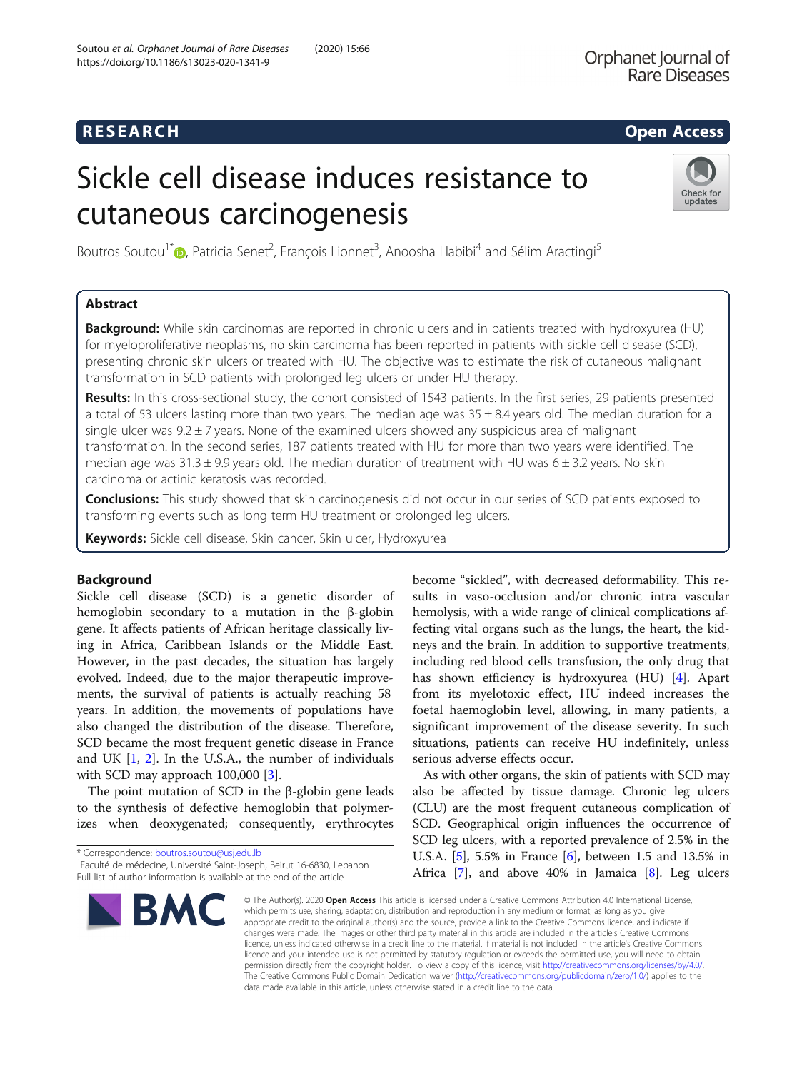RESEARCH

Open Access

# Sickle cell disease induces resistance to cutaneous carcinogenesis

Boutros Soutou[1*], Patricia Senet[2], François Lionnet[3], Anoosha Habibi[4] and Sélim Aractingi[5]

## Abstract

**Background:** While skin carcinomas are reported in chronic ulcers and in patients treated with hydroxyurea (HU) for myeloproliferative neoplasms, no skin carcinoma has been reported in patients with sickle cell disease (SCD), presenting chronic skin ulcers or treated with HU. The objective was to estimate the risk of cutaneous malignant transformation in SCD patients with prolonged leg ulcers or under HU therapy.

**Results:** In this cross-sectional study, the cohort consisted of 1543 patients. In the first series, 29 patients presented a total of 53 ulcers lasting more than two years. The median age was 35 ± 8.4 years old. The median duration for a single ulcer was 9.2 ± 7 years. None of the examined ulcers showed any suspicious area of malignant transformation. In the second series, 187 patients treated with HU for more than two years were identified. The median age was 31.3 ± 9.9 years old. The median duration of treatment with HU was 6 ± 3.2 years. No skin carcinoma or actinic keratosis was recorded.

**Conclusions:** This study showed that skin carcinogenesis did not occur in our series of SCD patients exposed to transforming events such as long term HU treatment or prolonged leg ulcers.

**Keywords:** Sickle cell disease, Skin cancer, Skin ulcer, Hydroxyurea

## Background

Sickle cell disease (SCD) is a genetic disorder of hemoglobin secondary to a mutation in the β-globin gene. It affects patients of African heritage classically living in Africa, Caribbean Islands or the Middle East. However, in the past decades, the situation has largely evolved. Indeed, due to the major therapeutic improvements, the survival of patients is actually reaching 58 years. In addition, the movements of populations have also changed the distribution of the disease. Therefore, SCD became the most frequent genetic disease in France and UK [1, 2]. In the U.S.A., the number of individuals with SCD may approach 100,000 [3].

The point mutation of SCD in the β-globin gene leads to the synthesis of defective hemoglobin that polymerizes when deoxygenated; consequently, erythrocytes become "sickled", with decreased deformability. This results in vaso-occlusion and/or chronic intra vascular hemolysis, with a wide range of clinical complications affecting vital organs such as the lungs, the heart, the kidneys and the brain. In addition to supportive treatments, including red blood cells transfusion, the only drug that has shown efficiency is hydroxyurea (HU) [4]. Apart from its myelotoxic effect, HU indeed increases the foetal haemoglobin level, allowing, in many patients, a significant improvement of the disease severity. In such situations, patients can receive HU indefinitely, unless serious adverse effects occur.

As with other organs, the skin of patients with SCD may also be affected by tissue damage. Chronic leg ulcers (CLU) are the most frequent cutaneous complication of SCD. Geographical origin influences the occurrence of SCD leg ulcers, with a reported prevalence of 2.5% in the U.S.A. [5], 5.5% in France [6], between 1.5 and 13.5% in Africa [7], and above 40% in Jamaica [8]. Leg ulcers

* Correspondence: boutros.soutou@usj.edu.lb
[1]Faculté de médecine, Université Saint-Joseph, Beirut 16-6830, Lebanon
Full list of author information is available at the end of the article

© The Author(s). 2020 **Open Access** This article is licensed under a Creative Commons Attribution 4.0 International License, which permits use, sharing, adaptation, distribution and reproduction in any medium or format, as long as you give appropriate credit to the original author(s) and the source, provide a link to the Creative Commons licence, and indicate if changes were made. The images or other third party material in this article are included in the article's Creative Commons licence, unless indicated otherwise in a credit line to the material. If material is not included in the article's Creative Commons licence and your intended use is not permitted by statutory regulation or exceeds the permitted use, you will need to obtain permission directly from the copyright holder. To view a copy of this licence, visit http://creativecommons.org/licenses/by/4.0/. The Creative Commons Public Domain Dedication waiver (http://creativecommons.org/publicdomain/zero/1.0/) applies to the data made available in this article, unless otherwise stated in a credit line to the data.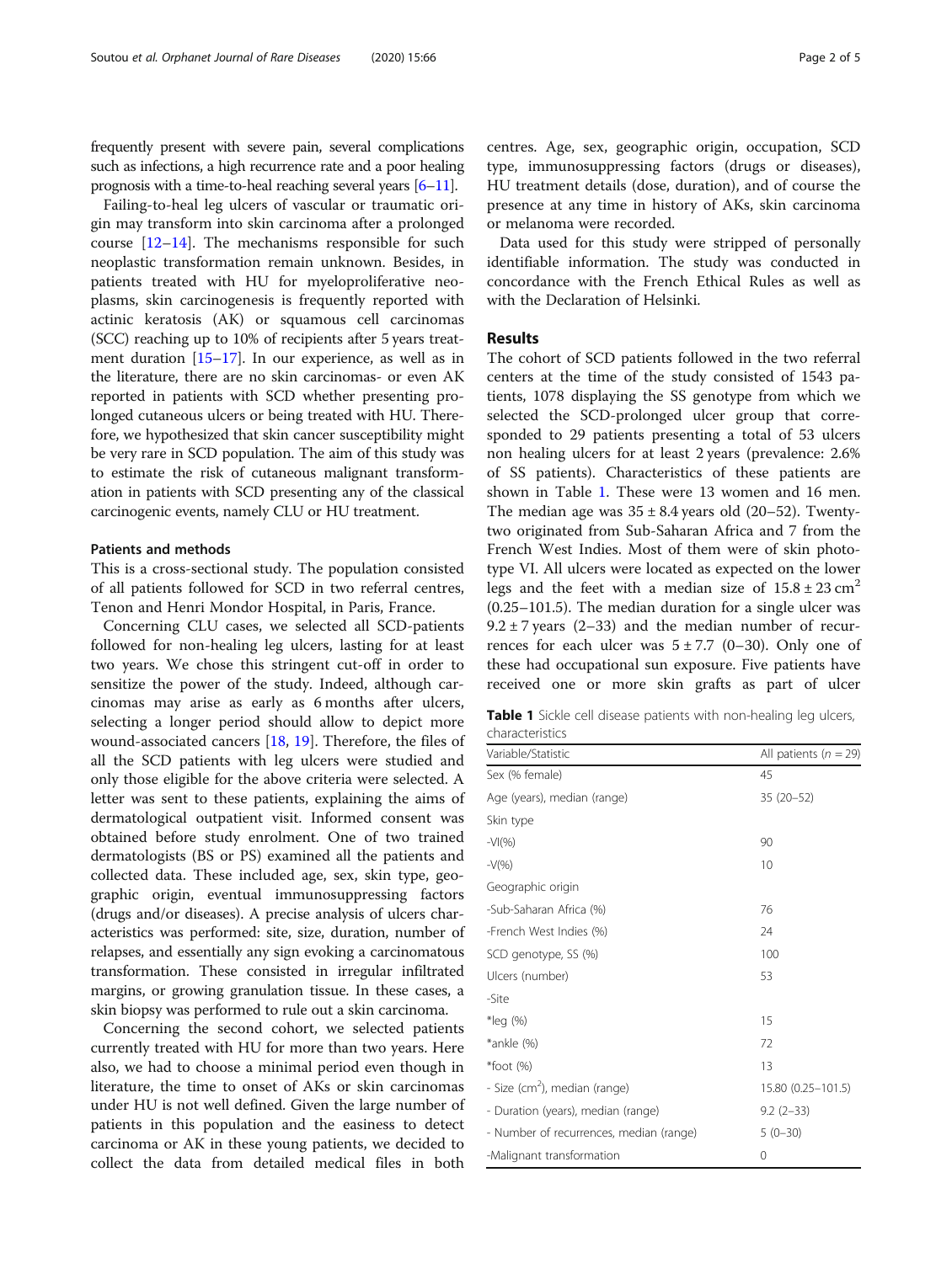frequently present with severe pain, several complications such as infections, a high recurrence rate and a poor healing prognosis with a time-to-heal reaching several years [6–11].

Failing-to-heal leg ulcers of vascular or traumatic origin may transform into skin carcinoma after a prolonged course [12–14]. The mechanisms responsible for such neoplastic transformation remain unknown. Besides, in patients treated with HU for myeloproliferative neoplasms, skin carcinogenesis is frequently reported with actinic keratosis (AK) or squamous cell carcinomas (SCC) reaching up to 10% of recipients after 5 years treatment duration [15–17]. In our experience, as well as in the literature, there are no skin carcinomas- or even AK reported in patients with SCD whether presenting prolonged cutaneous ulcers or being treated with HU. Therefore, we hypothesized that skin cancer susceptibility might be very rare in SCD population. The aim of this study was to estimate the risk of cutaneous malignant transformation in patients with SCD presenting any of the classical carcinogenic events, namely CLU or HU treatment.

### Patients and methods

This is a cross-sectional study. The population consisted of all patients followed for SCD in two referral centres, Tenon and Henri Mondor Hospital, in Paris, France.

Concerning CLU cases, we selected all SCD-patients followed for non-healing leg ulcers, lasting for at least two years. We chose this stringent cut-off in order to sensitize the power of the study. Indeed, although carcinomas may arise as early as 6 months after ulcers, selecting a longer period should allow to depict more wound-associated cancers [18, 19]. Therefore, the files of all the SCD patients with leg ulcers were studied and only those eligible for the above criteria were selected. A letter was sent to these patients, explaining the aims of dermatological outpatient visit. Informed consent was obtained before study enrolment. One of two trained dermatologists (BS or PS) examined all the patients and collected data. These included age, sex, skin type, geographic origin, eventual immunosuppressing factors (drugs and/or diseases). A precise analysis of ulcers characteristics was performed: site, size, duration, number of relapses, and essentially any sign evoking a carcinomatous transformation. These consisted in irregular infiltrated margins, or growing granulation tissue. In these cases, a skin biopsy was performed to rule out a skin carcinoma.

Concerning the second cohort, we selected patients currently treated with HU for more than two years. Here also, we had to choose a minimal period even though in literature, the time to onset of AKs or skin carcinomas under HU is not well defined. Given the large number of patients in this population and the easiness to detect carcinoma or AK in these young patients, we decided to collect the data from detailed medical files in both centres. Age, sex, geographic origin, occupation, SCD type, immunosuppressing factors (drugs or diseases), HU treatment details (dose, duration), and of course the presence at any time in history of AKs, skin carcinoma or melanoma were recorded.

Data used for this study were stripped of personally identifiable information. The study was conducted in concordance with the French Ethical Rules as well as with the Declaration of Helsinki.

## Results

The cohort of SCD patients followed in the two referral centers at the time of the study consisted of 1543 patients, 1078 displaying the SS genotype from which we selected the SCD-prolonged ulcer group that corresponded to 29 patients presenting a total of 53 ulcers non healing ulcers for at least 2 years (prevalence: 2.6% of SS patients). Characteristics of these patients are shown in Table 1. These were 13 women and 16 men. The median age was $35 \pm 8.4$ years old (20–52). Twenty-two originated from Sub-Saharan Africa and 7 from the French West Indies. Most of them were of skin phototype VI. All ulcers were located as expected on the lower legs and the feet with a median size of $15.8 \pm 23\ \text{cm}^2$ (0.25–101.5). The median duration for a single ulcer was $9.2 \pm 7$ years (2–33) and the median number of recurrences for each ulcer was $5 \pm 7.7$ (0–30). Only one of these had occupational sun exposure. Five patients have received one or more skin grafts as part of ulcer

**Table 1** Sickle cell disease patients with non-healing leg ulcers, characteristics

| Variable/Statistic | All patients ($n = 29$) |
|---|---|
| Sex (% female) | 45 |
| Age (years), median (range) | 35 (20–52) |
| Skin type | |
| -VI(%) | 90 |
| -V(%) | 10 |
| Geographic origin | |
| -Sub-Saharan Africa (%) | 76 |
| -French West Indies (%) | 24 |
| SCD genotype, SS (%) | 100 |
| Ulcers (number) | 53 |
| -Site | |
| *leg (%) | 15 |
| *ankle (%) | 72 |
| *foot (%) | 13 |
| - Size (cm$^2$), median (range) | 15.80 (0.25–101.5) |
| - Duration (years), median (range) | 9.2 (2–33) |
| - Number of recurrences, median (range) | 5 (0–30) |
| -Malignant transformation | 0 |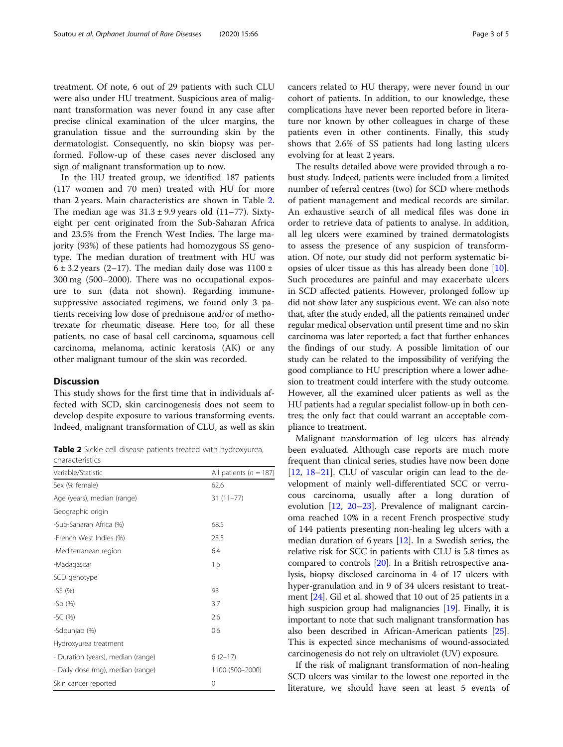treatment. Of note, 6 out of 29 patients with such CLU were also under HU treatment. Suspicious area of malignant transformation was never found in any case after precise clinical examination of the ulcer margins, the granulation tissue and the surrounding skin by the dermatologist. Consequently, no skin biopsy was performed. Follow-up of these cases never disclosed any sign of malignant transformation up to now.

In the HU treated group, we identified 187 patients (117 women and 70 men) treated with HU for more than 2 years. Main characteristics are shown in Table 2. The median age was 31.3 ± 9.9 years old (11–77). Sixty-eight per cent originated from the Sub-Saharan Africa and 23.5% from the French West Indies. The large majority (93%) of these patients had homozygous SS genotype. The median duration of treatment with HU was 6 ± 3.2 years (2–17). The median daily dose was 1100 ± 300 mg (500–2000). There was no occupational exposure to sun (data not shown). Regarding immune-suppressive associated regimens, we found only 3 patients receiving low dose of prednisone and/or of methotrexate for rheumatic disease. Here too, for all these patients, no case of basal cell carcinoma, squamous cell carcinoma, melanoma, actinic keratosis (AK) or any other malignant tumour of the skin was recorded.

## Discussion

This study shows for the first time that in individuals affected with SCD, skin carcinogenesis does not seem to develop despite exposure to various transforming events. Indeed, malignant transformation of CLU, as well as skin cancers related to HU therapy, were never found in our cohort of patients. In addition, to our knowledge, these complications have never been reported before in literature nor known by other colleagues in charge of these patients even in other continents. Finally, this study shows that 2.6% of SS patients had long lasting ulcers evolving for at least 2 years.

**Table 2** Sickle cell disease patients treated with hydroxyurea, characteristics

| Variable/Statistic | All patients (n = 187) |
|---|---|
| Sex (% female) | 62.6 |
| Age (years), median (range) | 31 (11–77) |
| Geographic origin | |
| -Sub-Saharan Africa (%) | 68.5 |
| -French West Indies (%) | 23.5 |
| -Mediterranean region | 6.4 |
| -Madagascar | 1.6 |
| SCD genotype | |
| -SS (%) | 93 |
| -Sb (%) | 3.7 |
| -SC (%) | 2.6 |
| -Sdpunjab (%) | 0.6 |
| Hydroxyurea treatment | |
| - Duration (years), median (range) | 6 (2–17) |
| - Daily dose (mg), median (range) | 1100 (500–2000) |
| Skin cancer reported | 0 |

The results detailed above were provided through a robust study. Indeed, patients were included from a limited number of referral centres (two) for SCD where methods of patient management and medical records are similar. An exhaustive search of all medical files was done in order to retrieve data of patients to analyse. In addition, all leg ulcers were examined by trained dermatologists to assess the presence of any suspicion of transformation. Of note, our study did not perform systematic biopsies of ulcer tissue as this has already been done [10]. Such procedures are painful and may exacerbate ulcers in SCD affected patients. However, prolonged follow up did not show later any suspicious event. We can also note that, after the study ended, all the patients remained under regular medical observation until present time and no skin carcinoma was later reported; a fact that further enhances the findings of our study. A possible limitation of our study can be related to the impossibility of verifying the good compliance to HU prescription where a lower adhesion to treatment could interfere with the study outcome. However, all the examined ulcer patients as well as the HU patients had a regular specialist follow-up in both centres; the only fact that could warrant an acceptable compliance to treatment.

Malignant transformation of leg ulcers has already been evaluated. Although case reports are much more frequent than clinical series, studies have now been done [12, 18–21]. CLU of vascular origin can lead to the development of mainly well-differentiated SCC or verrucous carcinoma, usually after a long duration of evolution [12, 20–23]. Prevalence of malignant carcinoma reached 10% in a recent French prospective study of 144 patients presenting non-healing leg ulcers with a median duration of 6 years [12]. In a Swedish series, the relative risk for SCC in patients with CLU is 5.8 times as compared to controls [20]. In a British retrospective analysis, biopsy disclosed carcinoma in 4 of 17 ulcers with hyper-granulation and in 9 of 34 ulcers resistant to treatment [24]. Gil et al. showed that 10 out of 25 patients in a high suspicion group had malignancies [19]. Finally, it is important to note that such malignant transformation has also been described in African-American patients [25]. This is expected since mechanisms of wound-associated carcinogenesis do not rely on ultraviolet (UV) exposure.

If the risk of malignant transformation of non-healing SCD ulcers was similar to the lowest one reported in the literature, we should have seen at least 5 events of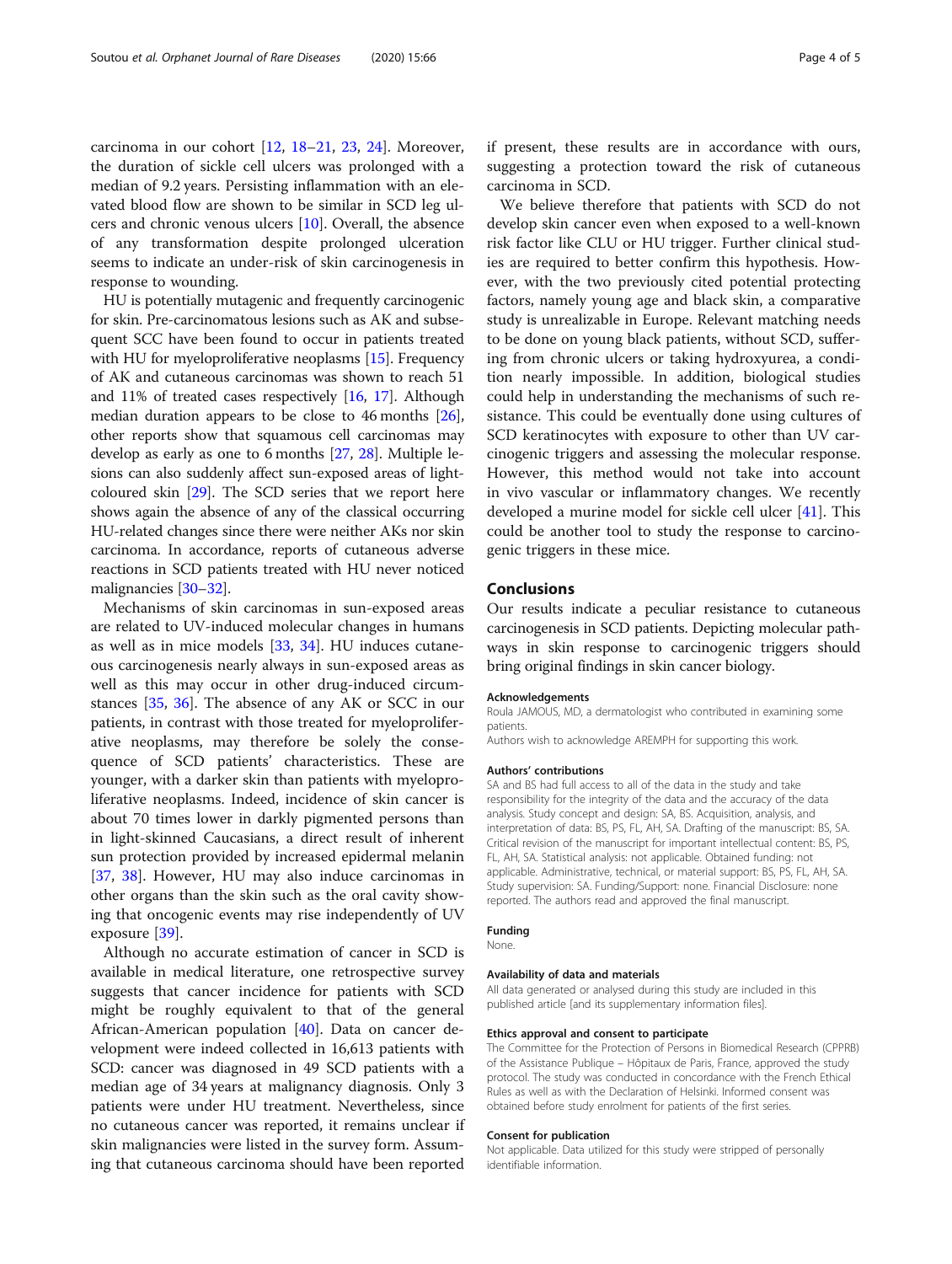carcinoma in our cohort [12, 18–21, 23, 24]. Moreover, the duration of sickle cell ulcers was prolonged with a median of 9.2 years. Persisting inflammation with an elevated blood flow are shown to be similar in SCD leg ulcers and chronic venous ulcers [10]. Overall, the absence of any transformation despite prolonged ulceration seems to indicate an under-risk of skin carcinogenesis in response to wounding.

HU is potentially mutagenic and frequently carcinogenic for skin. Pre-carcinomatous lesions such as AK and subsequent SCC have been found to occur in patients treated with HU for myeloproliferative neoplasms [15]. Frequency of AK and cutaneous carcinomas was shown to reach 51 and 11% of treated cases respectively [16, 17]. Although median duration appears to be close to 46 months [26], other reports show that squamous cell carcinomas may develop as early as one to 6 months [27, 28]. Multiple lesions can also suddenly affect sun-exposed areas of light-coloured skin [29]. The SCD series that we report here shows again the absence of any of the classical occurring HU-related changes since there were neither AKs nor skin carcinoma. In accordance, reports of cutaneous adverse reactions in SCD patients treated with HU never noticed malignancies [30–32].

Mechanisms of skin carcinomas in sun-exposed areas are related to UV-induced molecular changes in humans as well as in mice models [33, 34]. HU induces cutaneous carcinogenesis nearly always in sun-exposed areas as well as this may occur in other drug-induced circumstances [35, 36]. The absence of any AK or SCC in our patients, in contrast with those treated for myeloproliferative neoplasms, may therefore be solely the consequence of SCD patients' characteristics. These are younger, with a darker skin than patients with myeloproliferative neoplasms. Indeed, incidence of skin cancer is about 70 times lower in darkly pigmented persons than in light-skinned Caucasians, a direct result of inherent sun protection provided by increased epidermal melanin [37, 38]. However, HU may also induce carcinomas in other organs than the skin such as the oral cavity showing that oncogenic events may rise independently of UV exposure [39].

Although no accurate estimation of cancer in SCD is available in medical literature, one retrospective survey suggests that cancer incidence for patients with SCD might be roughly equivalent to that of the general African-American population [40]. Data on cancer development were indeed collected in 16,613 patients with SCD: cancer was diagnosed in 49 SCD patients with a median age of 34 years at malignancy diagnosis. Only 3 patients were under HU treatment. Nevertheless, since no cutaneous cancer was reported, it remains unclear if skin malignancies were listed in the survey form. Assuming that cutaneous carcinoma should have been reported if present, these results are in accordance with ours, suggesting a protection toward the risk of cutaneous carcinoma in SCD.

We believe therefore that patients with SCD do not develop skin cancer even when exposed to a well-known risk factor like CLU or HU trigger. Further clinical studies are required to better confirm this hypothesis. However, with the two previously cited potential protecting factors, namely young age and black skin, a comparative study is unrealizable in Europe. Relevant matching needs to be done on young black patients, without SCD, suffering from chronic ulcers or taking hydroxyurea, a condition nearly impossible. In addition, biological studies could help in understanding the mechanisms of such resistance. This could be eventually done using cultures of SCD keratinocytes with exposure to other than UV carcinogenic triggers and assessing the molecular response. However, this method would not take into account in vivo vascular or inflammatory changes. We recently developed a murine model for sickle cell ulcer [41]. This could be another tool to study the response to carcinogenic triggers in these mice.

## Conclusions

Our results indicate a peculiar resistance to cutaneous carcinogenesis in SCD patients. Depicting molecular pathways in skin response to carcinogenic triggers should bring original findings in skin cancer biology.

#### Acknowledgements

Roula JAMOUS, MD, a dermatologist who contributed in examining some patients.

Authors wish to acknowledge AREMPH for supporting this work.

#### Authors' contributions

SA and BS had full access to all of the data in the study and take responsibility for the integrity of the data and the accuracy of the data analysis. Study concept and design: SA, BS. Acquisition, analysis, and interpretation of data: BS, PS, FL, AH, SA. Drafting of the manuscript: BS, SA. Critical revision of the manuscript for important intellectual content: BS, PS, FL, AH, SA. Statistical analysis: not applicable. Obtained funding: not applicable. Administrative, technical, or material support: BS, PS, FL, AH, SA. Study supervision: SA. Funding/Support: none. Financial Disclosure: none reported. The authors read and approved the final manuscript.

#### Funding

None.

#### Availability of data and materials

All data generated or analysed during this study are included in this published article [and its supplementary information files].

#### Ethics approval and consent to participate

The Committee for the Protection of Persons in Biomedical Research (CPPRB) of the Assistance Publique – Hôpitaux de Paris, France, approved the study protocol. The study was conducted in concordance with the French Ethical Rules as well as with the Declaration of Helsinki. Informed consent was obtained before study enrolment for patients of the first series.

#### Consent for publication

Not applicable. Data utilized for this study were stripped of personally identifiable information.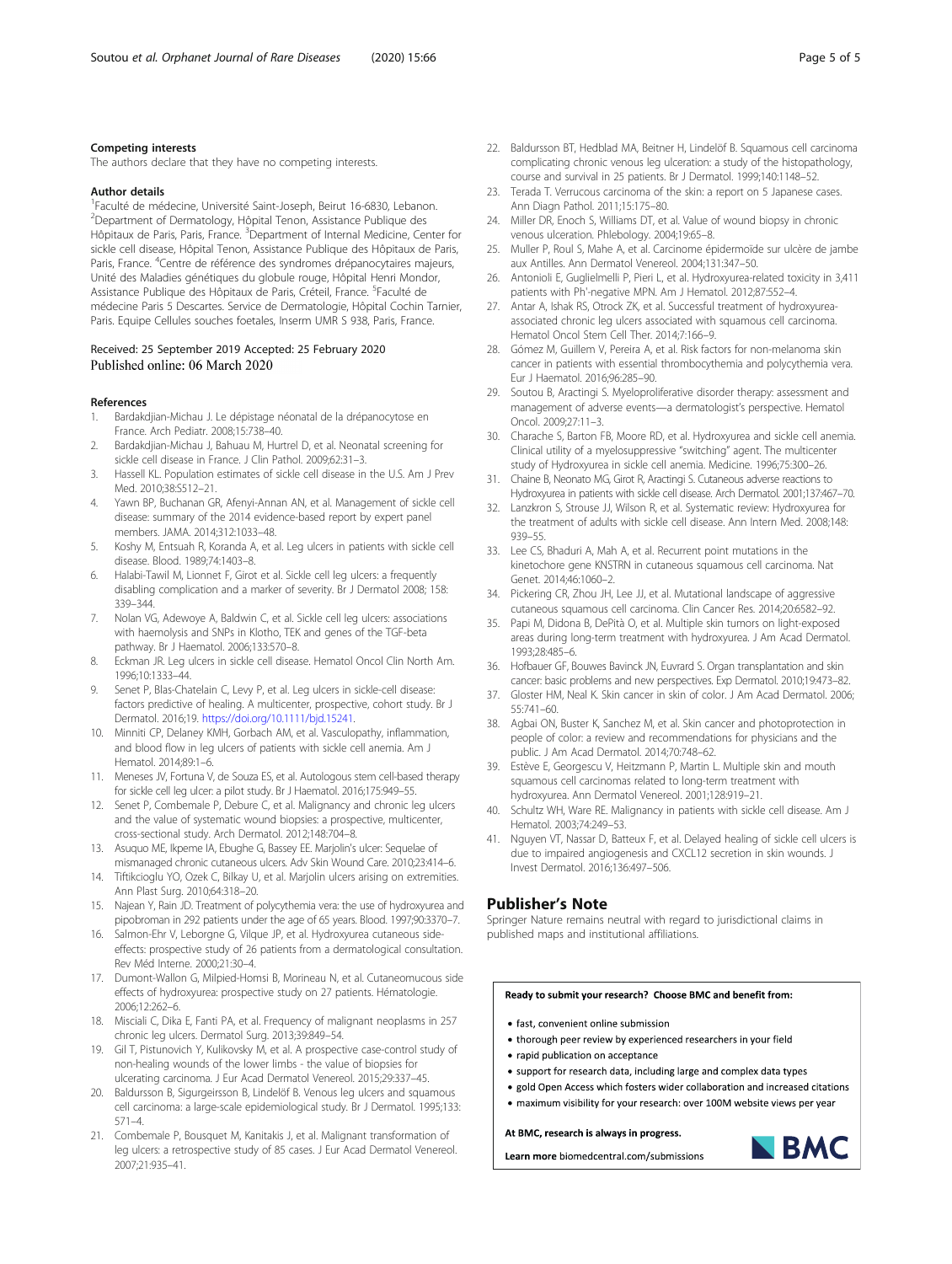### Competing interests

The authors declare that they have no competing interests.

### Author details

[1]Faculté de médecine, Université Saint-Joseph, Beirut 16-6830, Lebanon. [2]Department of Dermatology, Hôpital Tenon, Assistance Publique des Hôpitaux de Paris, Paris, France. [3]Department of Internal Medicine, Center for sickle cell disease, Hôpital Tenon, Assistance Publique des Hôpitaux de Paris, Paris, France. [4]Centre de référence des syndromes drépanocytaires majeurs, Unité des Maladies génétiques du globule rouge, Hôpital Henri Mondor, Assistance Publique des Hôpitaux de Paris, Créteil, France. [5]Faculté de médecine Paris 5 Descartes. Service de Dermatologie, Hôpital Cochin Tarnier, Paris. Equipe Cellules souches foetales, Inserm UMR S 938, Paris, France.

Received: 25 September 2019 Accepted: 25 February 2020
Published online: 06 March 2020

### References

1. Bardakdjian-Michau J. Le dépistage néonatal de la drépanocytose en France. Arch Pediatr. 2008;15:738–40.
2. Bardakdjian-Michau J, Bahuau M, Hurtrel D, et al. Neonatal screening for sickle cell disease in France. J Clin Pathol. 2009;62:31–3.
3. Hassell KL. Population estimates of sickle cell disease in the U.S. Am J Prev Med. 2010;38:S512–21.
4. Yawn BP, Buchanan GR, Afenyi-Annan AN, et al. Management of sickle cell disease: summary of the 2014 evidence-based report by expert panel members. JAMA. 2014;312:1033–48.
5. Koshy M, Entsuah R, Koranda A, et al. Leg ulcers in patients with sickle cell disease. Blood. 1989;74:1403–8.
6. Halabi-Tawil M, Lionnet F, Girot et al. Sickle cell leg ulcers: a frequently disabling complication and a marker of severity. Br J Dermatol 2008; 158: 339–344.
7. Nolan VG, Adewoye A, Baldwin C, et al. Sickle cell leg ulcers: associations with haemolysis and SNPs in Klotho, TEK and genes of the TGF-beta pathway. Br J Haematol. 2006;133:570–8.
8. Eckman JR. Leg ulcers in sickle cell disease. Hematol Oncol Clin North Am. 1996;10:1333–44.
9. Senet P, Blas-Chatelain C, Levy P, et al. Leg ulcers in sickle-cell disease: factors predictive of healing. A multicenter, prospective, cohort study. Br J Dermatol. 2016;19. https://doi.org/10.1111/bjd.15241.
10. Minniti CP, Delaney KMH, Gorbach AM, et al. Vasculopathy, inflammation, and blood flow in leg ulcers of patients with sickle cell anemia. Am J Hematol. 2014;89:1–6.
11. Meneses JV, Fortuna V, de Souza ES, et al. Autologous stem cell-based therapy for sickle cell leg ulcer: a pilot study. Br J Haematol. 2016;175:949–55.
12. Senet P, Combemale P, Debure C, et al. Malignancy and chronic leg ulcers and the value of systematic wound biopsies: a prospective, multicenter, cross-sectional study. Arch Dermatol. 2012;148:704–8.
13. Asuquo ME, Ikpeme IA, Ebughe G, Bassey EE. Marjolin's ulcer: Sequelae of mismanaged chronic cutaneous ulcers. Adv Skin Wound Care. 2010;23:414–6.
14. Tiftikcioglu YO, Ozek C, Bilkay U, et al. Marjolin ulcers arising on extremities. Ann Plast Surg. 2010;64:318–20.
15. Najean Y, Rain JD. Treatment of polycythemia vera: the use of hydroxyurea and pipobroman in 292 patients under the age of 65 years. Blood. 1997;90:3370–7.
16. Salmon-Ehr V, Leborgne G, Vilque JP, et al. Hydroxyurea cutaneous side-effects: prospective study of 26 patients from a dermatological consultation. Rev Méd Interne. 2000;21:30–4.
17. Dumont-Wallon G, Milpied-Homsi B, Morineau N, et al. Cutaneomucous side effects of hydroxyurea: prospective study on 27 patients. Hématologie. 2006;12:262–6.
18. Misciali C, Dika E, Fanti PA, et al. Frequency of malignant neoplasms in 257 chronic leg ulcers. Dermatol Surg. 2013;39:849–54.
19. Gil T, Pistunovich Y, Kulikovsky M, et al. A prospective case-control study of non-healing wounds of the lower limbs - the value of biopsies for ulcerating carcinoma. J Eur Acad Dermatol Venereol. 2015;29:337–45.
20. Baldursson B, Sigurgeirsson B, Lindelöf B. Venous leg ulcers and squamous cell carcinoma: a large-scale epidemiological study. Br J Dermatol. 1995;133: 571–4.
21. Combemale P, Bousquet M, Kanitakis J, et al. Malignant transformation of leg ulcers: a retrospective study of 85 cases. J Eur Acad Dermatol Venereol. 2007;21:935–41.
22. Baldursson BT, Hedblad MA, Beitner H, Lindelöf B. Squamous cell carcinoma complicating chronic venous leg ulceration: a study of the histopathology, course and survival in 25 patients. Br J Dermatol. 1999;140:1148–52.
23. Terada T. Verrucous carcinoma of the skin: a report on 5 Japanese cases. Ann Diagn Pathol. 2011;15:175–80.
24. Miller DR, Enoch S, Williams DT, et al. Value of wound biopsy in chronic venous ulceration. Phlebology. 2004;19:65–8.
25. Muller P, Roul S, Mahe A, et al. Carcinome épidermoïde sur ulcère de jambe aux Antilles. Ann Dermatol Venereol. 2004;131:347–50.
26. Antonioli E, Guglielmelli P, Pieri L, et al. Hydroxyurea-related toxicity in 3,411 patients with Ph'-negative MPN. Am J Hematol. 2012;87:552–4.
27. Antar A, Ishak RS, Otrock ZK, et al. Successful treatment of hydroxyurea-associated chronic leg ulcers associated with squamous cell carcinoma. Hematol Oncol Stem Cell Ther. 2014;7:166–9.
28. Gómez M, Guillem V, Pereira A, et al. Risk factors for non-melanoma skin cancer in patients with essential thrombocythemia and polycythemia vera. Eur J Haematol. 2016;96:285–90.
29. Soutou B, Aractingi S. Myeloproliferative disorder therapy: assessment and management of adverse events—a dermatologist's perspective. Hematol Oncol. 2009;27:11–3.
30. Charache S, Barton FB, Moore RD, et al. Hydroxyurea and sickle cell anemia. Clinical utility of a myelosuppressive "switching" agent. The multicenter study of Hydroxyurea in sickle cell anemia. Medicine. 1996;75:300–26.
31. Chaine B, Neonato MG, Girot R, Aractingi S. Cutaneous adverse reactions to Hydroxyurea in patients with sickle cell disease. Arch Dermatol. 2001;137:467–70.
32. Lanzkron S, Strouse JJ, Wilson R, et al. Systematic review: Hydroxyurea for the treatment of adults with sickle cell disease. Ann Intern Med. 2008;148: 939–55.
33. Lee CS, Bhaduri A, Mah A, et al. Recurrent point mutations in the kinetochore gene KNSTRN in cutaneous squamous cell carcinoma. Nat Genet. 2014;46:1060–2.
34. Pickering CR, Zhou JH, Lee JJ, et al. Mutational landscape of aggressive cutaneous squamous cell carcinoma. Clin Cancer Res. 2014;20:6582–92.
35. Papi M, Didona B, DePità O, et al. Multiple skin tumors on light-exposed areas during long-term treatment with hydroxyurea. J Am Acad Dermatol. 1993;28:485–6.
36. Hofbauer GF, Bouwes Bavinck JN, Euvrard S. Organ transplantation and skin cancer: basic problems and new perspectives. Exp Dermatol. 2010;19:473–82.
37. Gloster HM, Neal K. Skin cancer in skin of color. J Am Acad Dermatol. 2006; 55:741–60.
38. Agbai ON, Buster K, Sanchez M, et al. Skin cancer and photoprotection in people of color: a review and recommendations for physicians and the public. J Am Acad Dermatol. 2014;70:748–62.
39. Estève E, Georgescu V, Heitzmann P, Martin L. Multiple skin and mouth squamous cell carcinomas related to long-term treatment with hydroxyurea. Ann Dermatol Venereol. 2001;128:919–21.
40. Schultz WH, Ware RE. Malignancy in patients with sickle cell disease. Am J Hematol. 2003;74:249–53.
41. Nguyen VT, Nassar D, Batteux F, et al. Delayed healing of sickle cell ulcers is due to impaired angiogenesis and CXCL12 secretion in skin wounds. J Invest Dermatol. 2016;136:497–506.

## Publisher's Note

Springer Nature remains neutral with regard to jurisdictional claims in published maps and institutional affiliations.

**Ready to submit your research? Choose BMC and benefit from:**

- fast, convenient online submission
- thorough peer review by experienced researchers in your field
- rapid publication on acceptance
- support for research data, including large and complex data types
- gold Open Access which fosters wider collaboration and increased citations
- maximum visibility for your research: over 100M website views per year

**At BMC, research is always in progress.**

**Learn more** biomedcentral.com/submissions

BMC